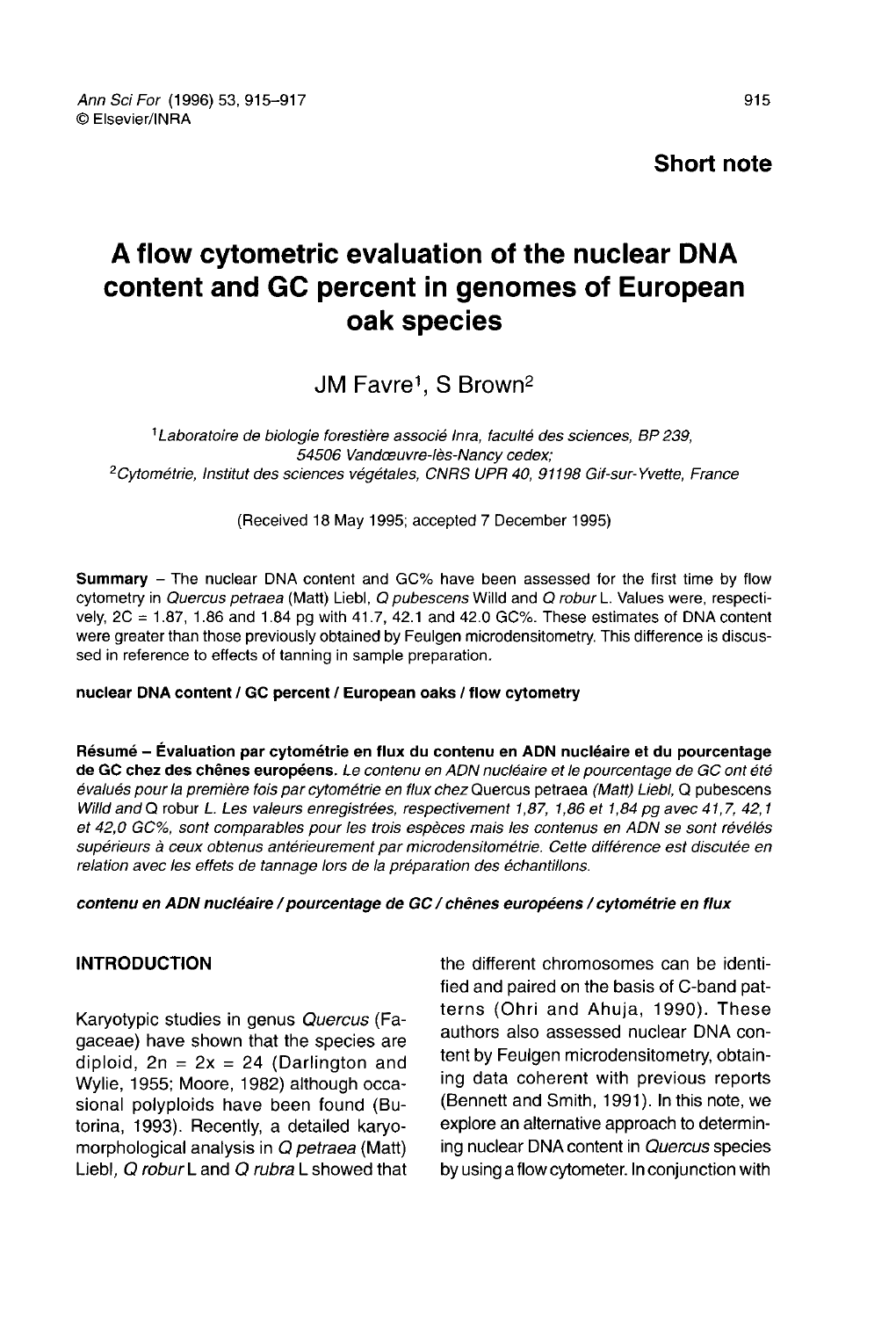**Short note**

# A flow cytometric evaluation of the nuclear DNA content and GC percent in genomes of European oak species

JM Favre[1], S Brown[2]

[1] *Laboratoire de biologie forestière associé Inra, faculté des sciences, BP 239, 54506 Vandœuvre-lès-Nancy cedex;*
[2] *Cytométrie, Institut des sciences végétales, CNRS UPR 40, 91198 Gif-sur-Yvette, France*

(Received 18 May 1995; accepted 7 December 1995)

**Summary** – The nuclear DNA content and GC% have been assessed for the first time by flow cytometry in *Quercus petraea* (Matt) Liebl, *Q pubescens* Willd and *Q robur* L. Values were, respectively, 2C = 1.87, 1.86 and 1.84 pg with 41.7, 42.1 and 42.0 GC%. These estimates of DNA content were greater than those previously obtained by Feulgen microdensitometry. This difference is discussed in reference to effects of tanning in sample preparation.

**nuclear DNA content / GC percent / European oaks / flow cytometry**

**Résumé – Évaluation par cytométrie en flux du contenu en ADN nucléaire et du pourcentage de GC chez des chênes européens.** *Le contenu en ADN nucléaire et le pourcentage de GC ont été évalués pour la première fois par cytométrie en flux chez* Quercus petraea *(Matt) Liebl,* Q pubescens *Willd and* Q robur *L. Les valeurs enregistrées, respectivement 1,87, 1,86 et 1,84 pg avec 41,7, 42,1 et 42,0 GC%, sont comparables pour les trois espèces mais les contenus en ADN se sont révélés supérieurs à ceux obtenus antérieurement par microdensitométrie. Cette différence est discutée en relation avec les effets de tannage lors de la préparation des échantillons.*

***contenu en ADN nucléaire / pourcentage de GC / chênes européens / cytométrie en flux***

## INTRODUCTION

Karyotypic studies in genus *Quercus* (Fagaceae) have shown that the species are diploid, 2n = 2x = 24 (Darlington and Wylie, 1955; Moore, 1982) although occasional polyploids have been found (Butorina, 1993). Recently, a detailed karyomorphological analysis in *Q petraea* (Matt) Liebl, *Q robur* L and *Q rubra* L showed that the different chromosomes can be identified and paired on the basis of C-band patterns (Ohri and Ahuja, 1990). These authors also assessed nuclear DNA content by Feulgen microdensitometry, obtaining data coherent with previous reports (Bennett and Smith, 1991). In this note, we explore an alternative approach to determining nuclear DNA content in *Quercus* species by using a flow cytometer. In conjunction with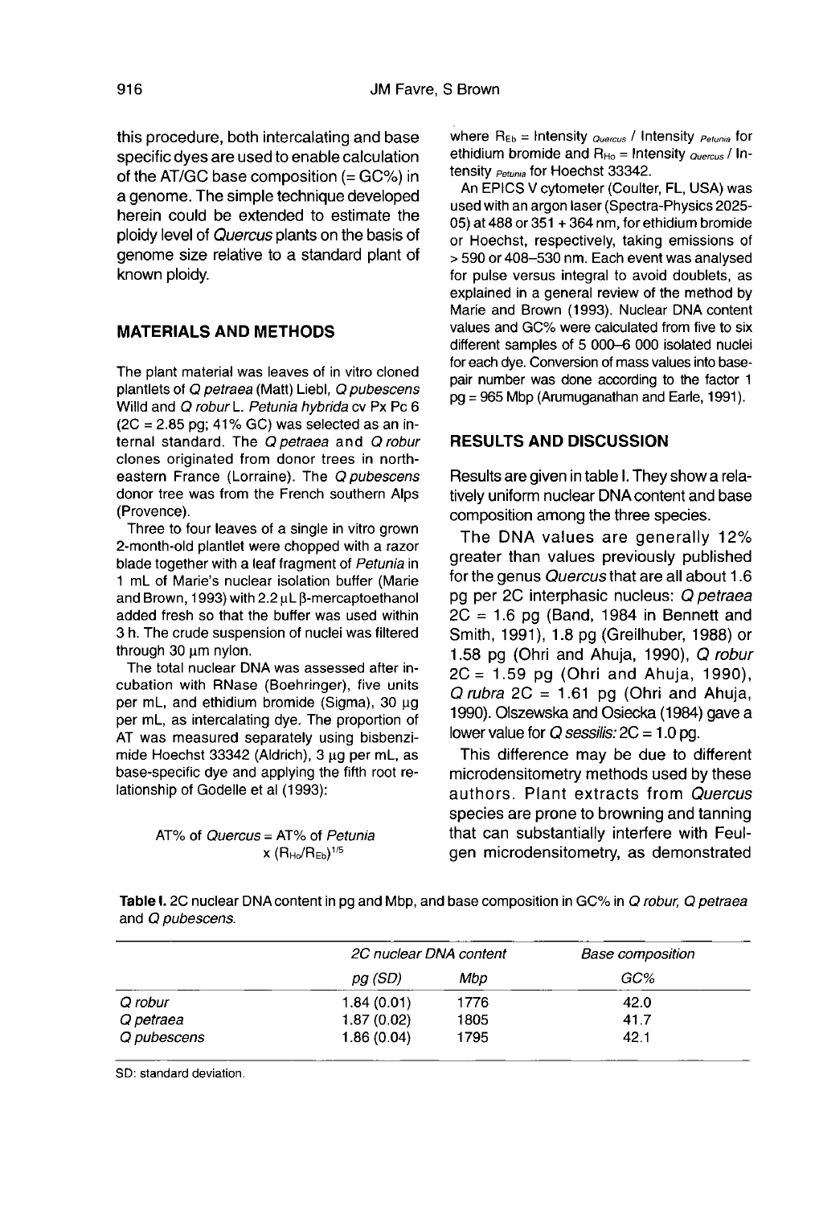this procedure, both intercalating and base specific dyes are used to enable calculation of the AT/GC base composition (= GC%) in a genome. The simple technique developed herein could be extended to estimate the ploidy level of *Quercus* plants on the basis of genome size relative to a standard plant of known ploidy.

## MATERIALS AND METHODS

The plant material was leaves of in vitro cloned plantlets of *Q petraea* (Matt) Liebl, *Q pubescens* Willd and *Q robur* L. *Petunia hybrida* cv Px Pc 6 (2C = 2.85 pg; 41% GC) was selected as an internal standard. The *Q petraea* and *Q robur* clones originated from donor trees in northeastern France (Lorraine). The *Q pubescens* donor tree was from the French southern Alps (Provence).

Three to four leaves of a single in vitro grown 2-month-old plantlet were chopped with a razor blade together with a leaf fragment of *Petunia* in 1 mL of Marie's nuclear isolation buffer (Marie and Brown, 1993) with 2.2 μL β-mercaptoethanol added fresh so that the buffer was used within 3 h. The crude suspension of nuclei was filtered through 30 μm nylon.

The total nuclear DNA was assessed after incubation with RNase (Boehringer), five units per mL, and ethidium bromide (Sigma), 30 μg per mL, as intercalating dye. The proportion of AT was measured separately using bisbenzimide Hoechst 33342 (Aldrich), 3 μg per mL, as base-specific dye and applying the fifth root relationship of Godelle et al (1993):

$$\text{AT\% of } Quercus = \text{AT\% of } Petunia \times (R_{Ho}/R_{Eb})^{1/5}$$

where $R_{Eb}$ = Intensity $_{Quercus}$ / Intensity $_{Petunia}$ for ethidium bromide and $R_{Ho}$ = Intensity $_{Quercus}$ / Intensity $_{Petunia}$ for Hoechst 33342.

An EPICS V cytometer (Coulter, FL, USA) was used with an argon laser (Spectra-Physics 2025-05) at 488 or 351 + 364 nm, for ethidium bromide or Hoechst, respectively, taking emissions of > 590 or 408–530 nm. Each event was analysed for pulse versus integral to avoid doublets, as explained in a general review of the method by Marie and Brown (1993). Nuclear DNA content values and GC% were calculated from five to six different samples of 5 000–6 000 isolated nuclei for each dye. Conversion of mass values into base-pair number was done according to the factor 1 pg = 965 Mbp (Arumuganathan and Earle, 1991).

## RESULTS AND DISCUSSION

Results are given in table I. They show a relatively uniform nuclear DNA content and base composition among the three species.

The DNA values are generally 12% greater than values previously published for the genus *Quercus* that are all about 1.6 pg per 2C interphasic nucleus: *Q petraea* 2C = 1.6 pg (Band, 1984 in Bennett and Smith, 1991), 1.8 pg (Greilhuber, 1988) or 1.58 pg (Ohri and Ahuja, 1990), *Q robur* 2C = 1.59 pg (Ohri and Ahuja, 1990), *Q rubra* 2C = 1.61 pg (Ohri and Ahuja, 1990). Olszewska and Osiecka (1984) gave a lower value for *Q sessilis*: 2C = 1.0 pg.

This difference may be due to different microdensitometry methods used by these authors. Plant extracts from *Quercus* species are prone to browning and tanning that can substantially interfere with Feulgen microdensitometry, as demonstrated

**Table I.** 2C nuclear DNA content in pg and Mbp, and base composition in GC% in *Q robur*, *Q petraea* and *Q pubescens*.

| | *2C nuclear DNA content* | | *Base composition* |
|---|---|---|---|
| | *pg (SD)* | *Mbp* | *GC%* |
| *Q robur* | 1.84 (0.01) | 1776 | 42.0 |
| *Q petraea* | 1.87 (0.02) | 1805 | 41.7 |
| *Q pubescens* | 1.86 (0.04) | 1795 | 42.1 |

SD: standard deviation.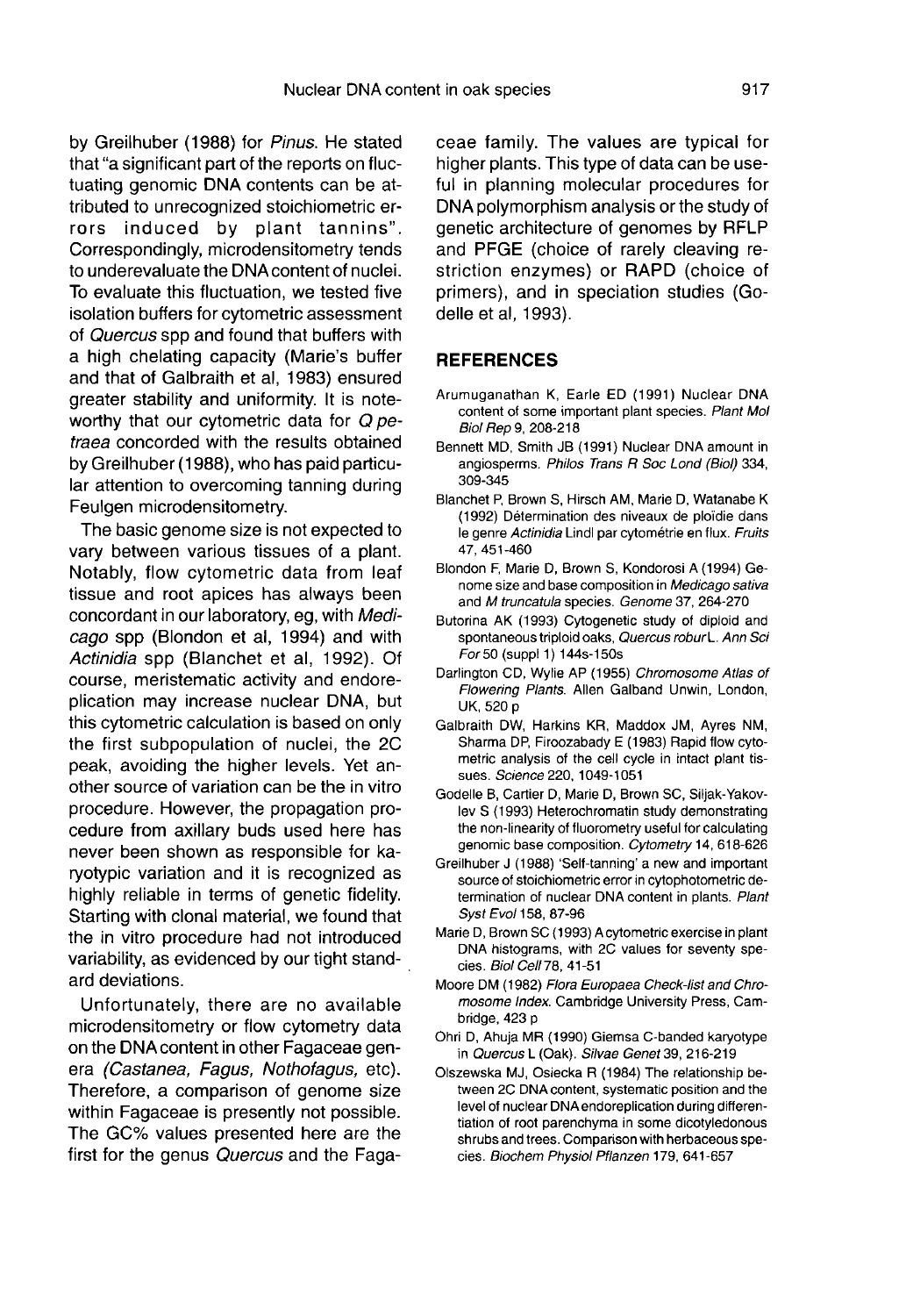by Greilhuber (1988) for *Pinus*. He stated that "a significant part of the reports on fluctuating genomic DNA contents can be attributed to unrecognized stoichiometric errors induced by plant tannins". Correspondingly, microdensitometry tends to underevaluate the DNA content of nuclei. To evaluate this fluctuation, we tested five isolation buffers for cytometric assessment of *Quercus* spp and found that buffers with a high chelating capacity (Marie's buffer and that of Galbraith et al, 1983) ensured greater stability and uniformity. It is noteworthy that our cytometric data for *Q petraea* concorded with the results obtained by Greilhuber (1988), who has paid particular attention to overcoming tanning during Feulgen microdensitometry.

The basic genome size is not expected to vary between various tissues of a plant. Notably, flow cytometric data from leaf tissue and root apices has always been concordant in our laboratory, eg, with *Medicago* spp (Blondon et al, 1994) and with *Actinidia* spp (Blanchet et al, 1992). Of course, meristematic activity and endoreplication may increase nuclear DNA, but this cytometric calculation is based on only the first subpopulation of nuclei, the 2C peak, avoiding the higher levels. Yet another source of variation can be the in vitro procedure. However, the propagation procedure from axillary buds used here has never been shown as responsible for karyotypic variation and it is recognized as highly reliable in terms of genetic fidelity. Starting with clonal material, we found that the in vitro procedure had not introduced variability, as evidenced by our tight standard deviations.

Unfortunately, there are no available microdensitometry or flow cytometry data on the DNA content in other Fagaceae genera *(Castanea, Fagus, Nothofagus,* etc). Therefore, a comparison of genome size within Fagaceae is presently not possible. The GC% values presented here are the first for the genus *Quercus* and the Fagaceae family. The values are typical for higher plants. This type of data can be useful in planning molecular procedures for DNA polymorphism analysis or the study of genetic architecture of genomes by RFLP and PFGE (choice of rarely cleaving restriction enzymes) or RAPD (choice of primers), and in speciation studies (Godelle et al, 1993).

## REFERENCES

Arumuganathan K, Earle ED (1991) Nuclear DNA content of some important plant species. *Plant Mol Biol Rep* 9, 208-218

Bennett MD, Smith JB (1991) Nuclear DNA amount in angiosperms. *Philos Trans R Soc Lond (Biol)* 334, 309-345

Blanchet P, Brown S, Hirsch AM, Marie D, Watanabe K (1992) Détermination des niveaux de ploïdie dans le genre *Actinidia* Lindl par cytométrie en flux. *Fruits* 47, 451-460

Blondon F, Marie D, Brown S, Kondorosi A (1994) Genome size and base composition in *Medicago sativa* and *M truncatula* species. *Genome* 37, 264-270

Butorina AK (1993) Cytogenetic study of diploid and spontaneous triploid oaks, *Quercus robur* L. *Ann Sci For* 50 (suppl 1) 144s-150s

Darlington CD, Wylie AP (1955) *Chromosome Atlas of Flowering Plants*. Allen Galband Unwin, London, UK, 520 p

Galbraith DW, Harkins KR, Maddox JM, Ayres NM, Sharma DP, Firoozabady E (1983) Rapid flow cytometric analysis of the cell cycle in intact plant tissues. *Science* 220, 1049-1051

Godelle B, Cartier D, Marie D, Brown SC, Siljak-Yakovlev S (1993) Heterochromatin study demonstrating the non-linearity of fluorometry useful for calculating genomic base composition. *Cytometry* 14, 618-626

Greilhuber J (1988) 'Self-tanning' a new and important source of stoichiometric error in cytophotometric determination of nuclear DNA content in plants. *Plant Syst Evol* 158, 87-96

Marie D, Brown SC (1993) A cytometric exercise in plant DNA histograms, with 2C values for seventy species. *Biol Cell* 78, 41-51

Moore DM (1982) *Flora Europaea Check-list and Chromosome Index*. Cambridge University Press, Cambridge, 423 p

Ohri D, Ahuja MR (1990) Giemsa C-banded karyotype in *Quercus* L (Oak). *Silvae Genet* 39, 216-219

Olszewska MJ, Osiecka R (1984) The relationship between 2C DNA content, systematic position and the level of nuclear DNA endoreplication during differentiation of root parenchyma in some dicotyledonous shrubs and trees. Comparison with herbaceous species. *Biochem Physiol Pflanzen* 179, 641-657